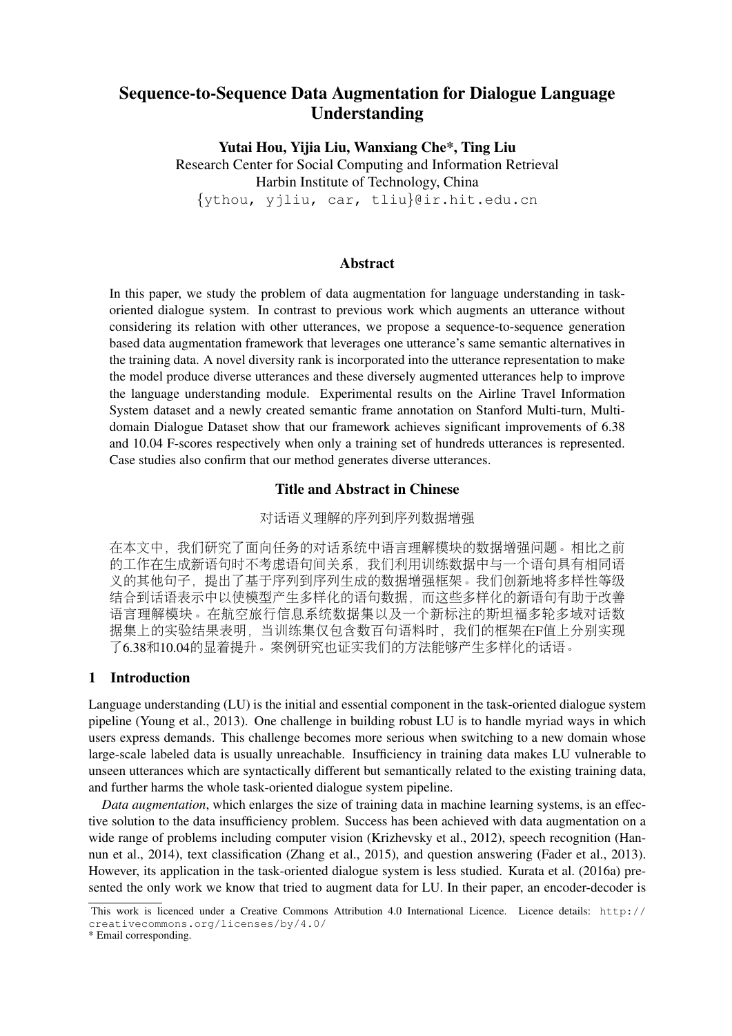# Sequence-to-Sequence Data Augmentation for Dialogue Language Understanding

**Yutai Hou, Yijia Liu, Wanxiang Che*, Ting Liu**
Research Center for Social Computing and Information Retrieval
Harbin Institute of Technology, China
{ythou, yjliu, car, tliu}@ir.hit.edu.cn

## Abstract

In this paper, we study the problem of data augmentation for language understanding in task-oriented dialogue system. In contrast to previous work which augments an utterance without considering its relation with other utterances, we propose a sequence-to-sequence generation based data augmentation framework that leverages one utterance's same semantic alternatives in the training data. A novel diversity rank is incorporated into the utterance representation to make the model produce diverse utterances and these diversely augmented utterances help to improve the language understanding module. Experimental results on the Airline Travel Information System dataset and a newly created semantic frame annotation on Stanford Multi-turn, Multi-domain Dialogue Dataset show that our framework achieves significant improvements of 6.38 and 10.04 F-scores respectively when only a training set of hundreds utterances is represented. Case studies also confirm that our method generates diverse utterances.

## Title and Abstract in Chinese

对话语义理解的序列到序列数据增强

在本文中，我们研究了面向任务的对话系统中语言理解模块的数据增强问题。相比之前的工作在生成新语句时不考虑语句间关系，我们利用训练数据中与一个语句具有相同语义的其他句子，提出了基于序列到序列生成的数据增强框架。我们创新地将多样性等级结合到话语表示中以使模型产生多样化的语句数据，而这些多样化的新语句有助于改善语言理解模块。在航空旅行信息系统数据集以及一个新标注的斯坦福多轮多域对话数据集上的实验结果表明，当训练集仅包含数百句语料时，我们的框架在F值上分别实现了6.38和10.04的显着提升。案例研究也证实我们的方法能够产生多样化的话语。

## 1 Introduction

Language understanding (LU) is the initial and essential component in the task-oriented dialogue system pipeline (Young et al., 2013). One challenge in building robust LU is to handle myriad ways in which users express demands. This challenge becomes more serious when switching to a new domain whose large-scale labeled data is usually unreachable. Insufficiency in training data makes LU vulnerable to unseen utterances which are syntactically different but semantically related to the existing training data, and further harms the whole task-oriented dialogue system pipeline.

*Data augmentation*, which enlarges the size of training data in machine learning systems, is an effective solution to the data insufficiency problem. Success has been achieved with data augmentation on a wide range of problems including computer vision (Krizhevsky et al., 2012), speech recognition (Hannun et al., 2014), text classification (Zhang et al., 2015), and question answering (Fader et al., 2013). However, its application in the task-oriented dialogue system is less studied. Kurata et al. (2016a) presented the only work we know that tried to augment data for LU. In their paper, an encoder-decoder is

This work is licenced under a Creative Commons Attribution 4.0 International Licence. Licence details: http://creativecommons.org/licenses/by/4.0/

* Email corresponding.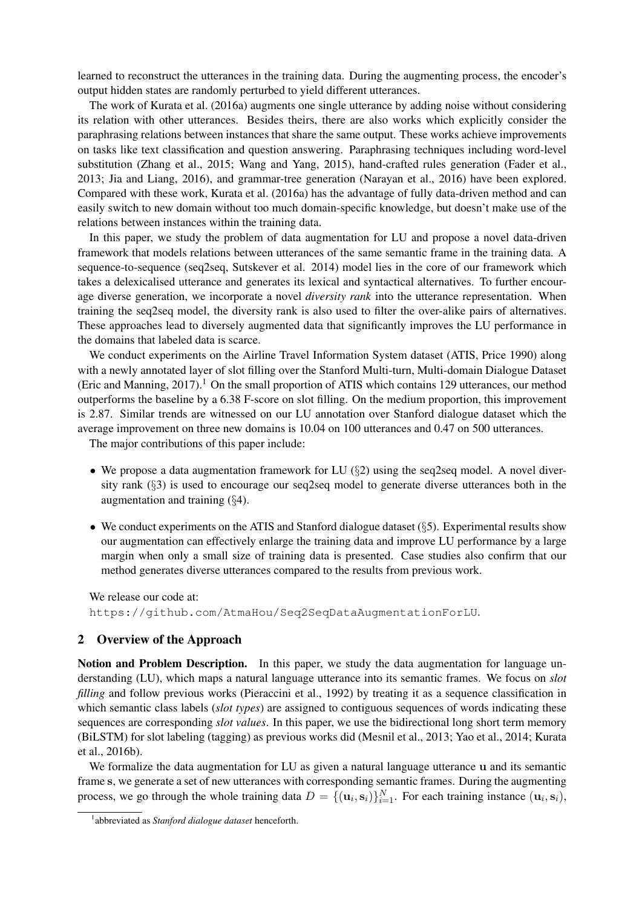learned to reconstruct the utterances in the training data. During the augmenting process, the encoder's output hidden states are randomly perturbed to yield different utterances.

The work of Kurata et al. (2016a) augments one single utterance by adding noise without considering its relation with other utterances. Besides theirs, there are also works which explicitly consider the paraphrasing relations between instances that share the same output. These works achieve improvements on tasks like text classification and question answering. Paraphrasing techniques including word-level substitution (Zhang et al., 2015; Wang and Yang, 2015), hand-crafted rules generation (Fader et al., 2013; Jia and Liang, 2016), and grammar-tree generation (Narayan et al., 2016) have been explored. Compared with these work, Kurata et al. (2016a) has the advantage of fully data-driven method and can easily switch to new domain without too much domain-specific knowledge, but doesn't make use of the relations between instances within the training data.

In this paper, we study the problem of data augmentation for LU and propose a novel data-driven framework that models relations between utterances of the same semantic frame in the training data. A sequence-to-sequence (seq2seq, Sutskever et al. 2014) model lies in the core of our framework which takes a delexicalised utterance and generates its lexical and syntactical alternatives. To further encourage diverse generation, we incorporate a novel *diversity rank* into the utterance representation. When training the seq2seq model, the diversity rank is also used to filter the over-alike pairs of alternatives. These approaches lead to diversely augmented data that significantly improves the LU performance in the domains that labeled data is scarce.

We conduct experiments on the Airline Travel Information System dataset (ATIS, Price 1990) along with a newly annotated layer of slot filling over the Stanford Multi-turn, Multi-domain Dialogue Dataset (Eric and Manning, 2017).[1] On the small proportion of ATIS which contains 129 utterances, our method outperforms the baseline by a 6.38 F-score on slot filling. On the medium proportion, this improvement is 2.87. Similar trends are witnessed on our LU annotation over Stanford dialogue dataset which the average improvement on three new domains is 10.04 on 100 utterances and 0.47 on 500 utterances.

The major contributions of this paper include:

- We propose a data augmentation framework for LU (§2) using the seq2seq model. A novel diversity rank (§3) is used to encourage our seq2seq model to generate diverse utterances both in the augmentation and training (§4).
- We conduct experiments on the ATIS and Stanford dialogue dataset (§5). Experimental results show our augmentation can effectively enlarge the training data and improve LU performance by a large margin when only a small size of training data is presented. Case studies also confirm that our method generates diverse utterances compared to the results from previous work.

We release our code at:
`https://github.com/AtmaHou/Seq2SeqDataAugmentationForLU`.

## 2 Overview of the Approach

**Notion and Problem Description.** In this paper, we study the data augmentation for language understanding (LU), which maps a natural language utterance into its semantic frames. We focus on *slot filling* and follow previous works (Pieraccini et al., 1992) by treating it as a sequence classification in which semantic class labels (*slot types*) are assigned to contiguous sequences of words indicating these sequences are corresponding *slot values*. In this paper, we use the bidirectional long short term memory (BiLSTM) for slot labeling (tagging) as previous works did (Mesnil et al., 2013; Yao et al., 2014; Kurata et al., 2016b).

We formalize the data augmentation for LU as given a natural language utterance $\mathbf{u}$ and its semantic frame $\mathbf{s}$, we generate a set of new utterances with corresponding semantic frames. During the augmenting process, we go through the whole training data $D = \{(\mathbf{u}_i, \mathbf{s}_i)\}_{i=1}^{N}$. For each training instance $(\mathbf{u}_i, \mathbf{s}_i)$,

[1] abbreviated as *Stanford dialogue dataset* henceforth.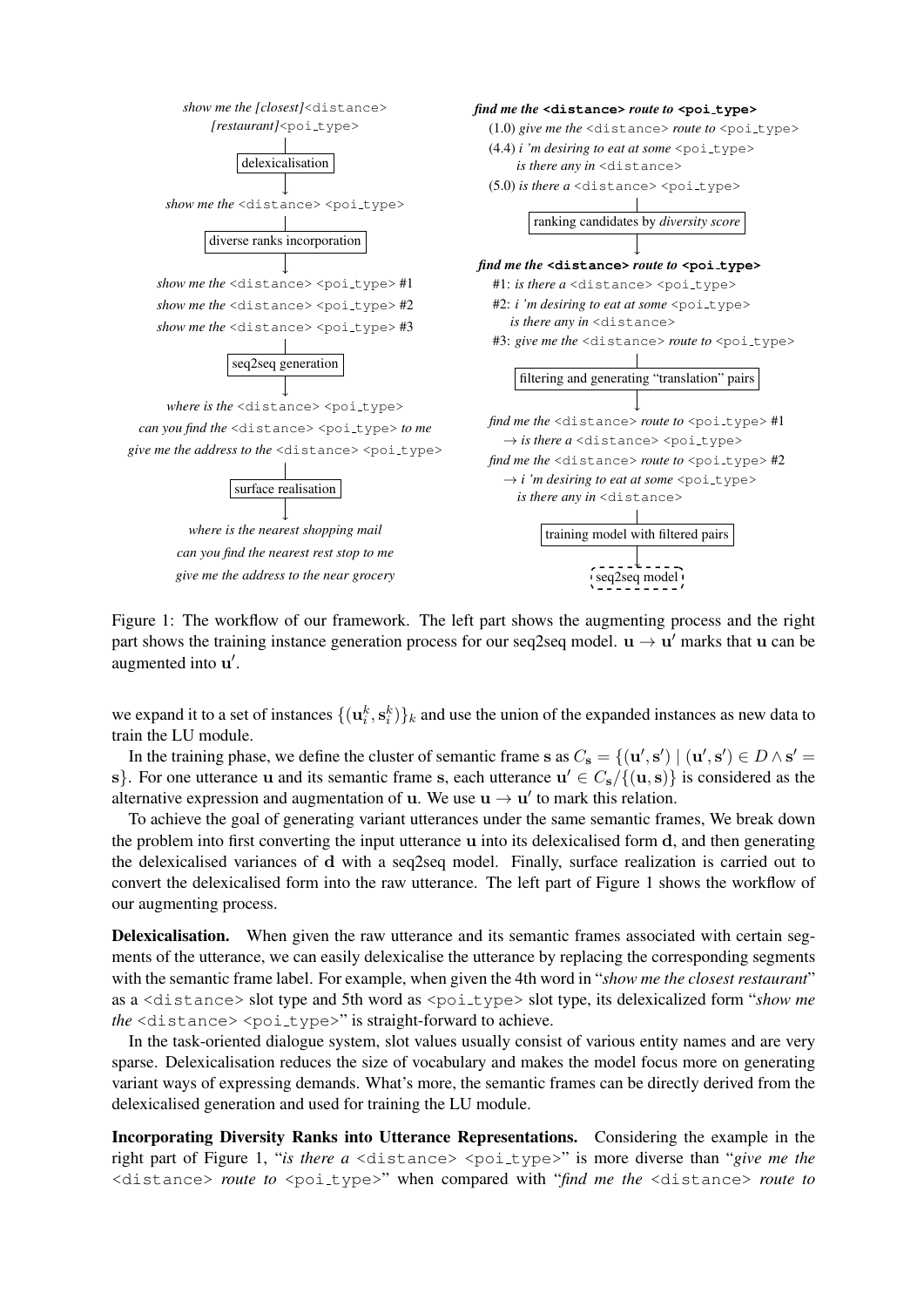show me the [closest]<distance> [restaurant]<poi_type>

delexicalisation

show me the <distance> <poi_type>

diverse ranks incorporation

show me the <distance> <poi_type> #1
show me the <distance> <poi_type> #2
show me the <distance> <poi_type> #3

seq2seq generation

where is the <distance> <poi_type>
can you find the <distance> <poi_type> to me
give me the address to the <distance> <poi_type>

surface realisation

where is the nearest shopping mail
can you find the nearest rest stop to me
give me the address to the near grocery

**find me the <distance> route to <poi_type>**
(1.0) give me the <distance> route to <poi_type>
(4.4) i 'm desiring to eat at some <poi_type> is there any in <distance>
(5.0) is there a <distance> <poi_type>

ranking candidates by *diversity score*

**find me the <distance> route to <poi_type>**
#1: is there a <distance> <poi_type>
#2: i 'm desiring to eat at some <poi_type> is there any in <distance>
#3: give me the <distance> route to <poi_type>

filtering and generating "translation" pairs

find me the <distance> route to <poi_type> #1
→ is there a <distance> <poi_type>
find me the <distance> route to <poi_type> #2
→ i 'm desiring to eat at some <poi_type> is there any in <distance>

training model with filtered pairs

seq2seq model

Figure 1: The workflow of our framework. The left part shows the augmenting process and the right part shows the training instance generation process for our seq2seq model. $\mathbf{u} \rightarrow \mathbf{u}'$ marks that $\mathbf{u}$ can be augmented into $\mathbf{u}'$.

we expand it to a set of instances $\{(\mathbf{u}_i^k, \mathbf{s}_i^k)\}_k$ and use the union of the expanded instances as new data to train the LU module.

In the training phase, we define the cluster of semantic frame $\mathbf{s}$ as $C_{\mathbf{s}} = \{(\mathbf{u}', \mathbf{s}') \mid (\mathbf{u}', \mathbf{s}') \in D \wedge \mathbf{s}' = \mathbf{s}\}$. For one utterance $\mathbf{u}$ and its semantic frame $\mathbf{s}$, each utterance $\mathbf{u}' \in C_{\mathbf{s}}/\{(\mathbf{u}, \mathbf{s})\}$ is considered as the alternative expression and augmentation of $\mathbf{u}$. We use $\mathbf{u} \rightarrow \mathbf{u}'$ to mark this relation.

To achieve the goal of generating variant utterances under the same semantic frames, We break down the problem into first converting the input utterance $\mathbf{u}$ into its delexicalised form $\mathbf{d}$, and then generating the delexicalised variances of $\mathbf{d}$ with a seq2seq model. Finally, surface realization is carried out to convert the delexicalised form into the raw utterance. The left part of Figure 1 shows the workflow of our augmenting process.

**Delexicalisation.** When given the raw utterance and its semantic frames associated with certain segments of the utterance, we can easily delexicalise the utterance by replacing the corresponding segments with the semantic frame label. For example, when given the 4th word in "*show me the closest restaurant*" as a <distance> slot type and 5th word as <poi_type> slot type, its delexicalized form "*show me the* <distance> <poi_type>" is straight-forward to achieve.

In the task-oriented dialogue system, slot values usually consist of various entity names and are very sparse. Delexicalisation reduces the size of vocabulary and makes the model focus more on generating variant ways of expressing demands. What's more, the semantic frames can be directly derived from the delexicalised generation and used for training the LU module.

**Incorporating Diversity Ranks into Utterance Representations.** Considering the example in the right part of Figure 1, "*is there a* <distance> <poi_type>" is more diverse than "*give me the* <distance> *route to* <poi_type>" when compared with "*find me the* <distance> *route to*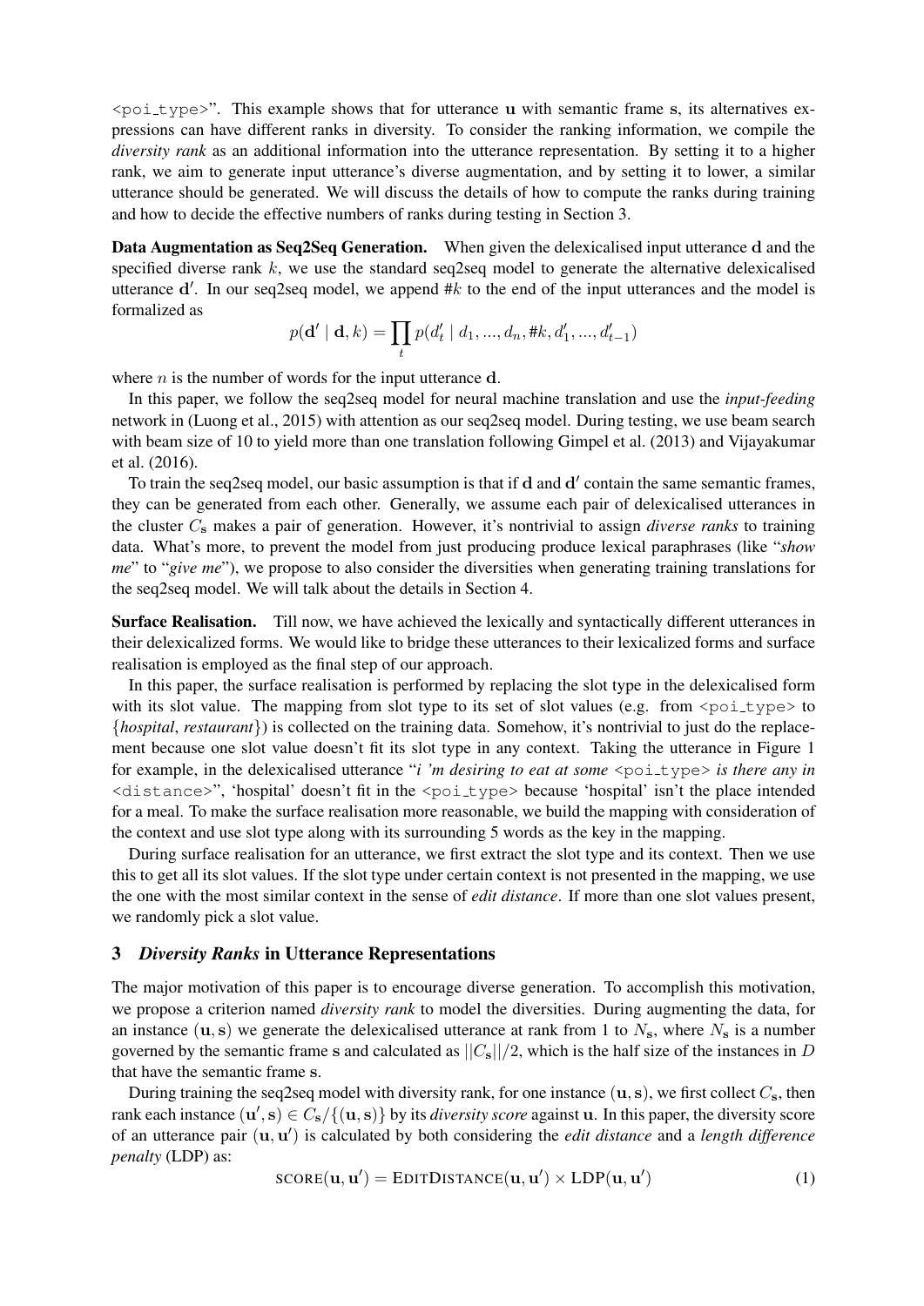<poi_type>". This example shows that for utterance $\mathbf{u}$ with semantic frame $\mathbf{s}$, its alternatives expressions can have different ranks in diversity. To consider the ranking information, we compile the *diversity rank* as an additional information into the utterance representation. By setting it to a higher rank, we aim to generate input utterance's diverse augmentation, and by setting it to lower, a similar utterance should be generated. We will discuss the details of how to compute the ranks during training and how to decide the effective numbers of ranks during testing in Section 3.

**Data Augmentation as Seq2Seq Generation.** When given the delexicalised input utterance $\mathbf{d}$ and the specified diverse rank $k$, we use the standard seq2seq model to generate the alternative delexicalised utterance $\mathbf{d}'$. In our seq2seq model, we append #$k$ to the end of the input utterances and the model is formalized as

$$p(\mathbf{d}' \mid \mathbf{d}, k) = \prod_t p(d'_t \mid d_1, ..., d_n, \#k, d'_1, ..., d'_{t-1})$$

where $n$ is the number of words for the input utterance $\mathbf{d}$.

In this paper, we follow the seq2seq model for neural machine translation and use the *input-feeding* network in (Luong et al., 2015) with attention as our seq2seq model. During testing, we use beam search with beam size of 10 to yield more than one translation following Gimpel et al. (2013) and Vijayakumar et al. (2016).

To train the seq2seq model, our basic assumption is that if $\mathbf{d}$ and $\mathbf{d}'$ contain the same semantic frames, they can be generated from each other. Generally, we assume each pair of delexicalised utterances in the cluster $C_\mathbf{s}$ makes a pair of generation. However, it's nontrivial to assign *diverse ranks* to training data. What's more, to prevent the model from just producing produce lexical paraphrases (like "*show me*" to "*give me*"), we propose to also consider the diversities when generating training translations for the seq2seq model. We will talk about the details in Section 4.

**Surface Realisation.** Till now, we have achieved the lexically and syntactically different utterances in their delexicalized forms. We would like to bridge these utterances to their lexicalized forms and surface realisation is employed as the final step of our approach.

In this paper, the surface realisation is performed by replacing the slot type in the delexicalised form with its slot value. The mapping from slot type to its set of slot values (e.g. from <poi_type> to {*hospital*, *restaurant*}) is collected on the training data. Somehow, it's nontrivial to just do the replacement because one slot value doesn't fit its slot type in any context. Taking the utterance in Figure 1 for example, in the delexicalised utterance "*i 'm desiring to eat at some* <poi_type> *is there any in* <distance>", 'hospital' doesn't fit in the <poi_type> because 'hospital' isn't the place intended for a meal. To make the surface realisation more reasonable, we build the mapping with consideration of the context and use slot type along with its surrounding 5 words as the key in the mapping.

During surface realisation for an utterance, we first extract the slot type and its context. Then we use this to get all its slot values. If the slot type under certain context is not presented in the mapping, we use the one with the most similar context in the sense of *edit distance*. If more than one slot values present, we randomly pick a slot value.

## 3 *Diversity Ranks* in Utterance Representations

The major motivation of this paper is to encourage diverse generation. To accomplish this motivation, we propose a criterion named *diversity rank* to model the diversities. During augmenting the data, for an instance $(\mathbf{u}, \mathbf{s})$ we generate the delexicalised utterance at rank from 1 to $N_\mathbf{s}$, where $N_\mathbf{s}$ is a number governed by the semantic frame $\mathbf{s}$ and calculated as $||C_\mathbf{s}||/2$, which is the half size of the instances in $D$ that have the semantic frame $\mathbf{s}$.

During training the seq2seq model with diversity rank, for one instance $(\mathbf{u}, \mathbf{s})$, we first collect $C_\mathbf{s}$, then rank each instance $(\mathbf{u}', \mathbf{s}) \in C_\mathbf{s}/\{(\mathbf{u}, \mathbf{s})\}$ by its *diversity score* against $\mathbf{u}$. In this paper, the diversity score of an utterance pair $(\mathbf{u}, \mathbf{u}')$ is calculated by both considering the *edit distance* and a *length difference penalty* (LDP) as:

$$\textsc{score}(\mathbf{u}, \mathbf{u}') = \textsc{EditDistance}(\mathbf{u}, \mathbf{u}') \times \textsc{LDP}(\mathbf{u}, \mathbf{u}') \tag{1}$$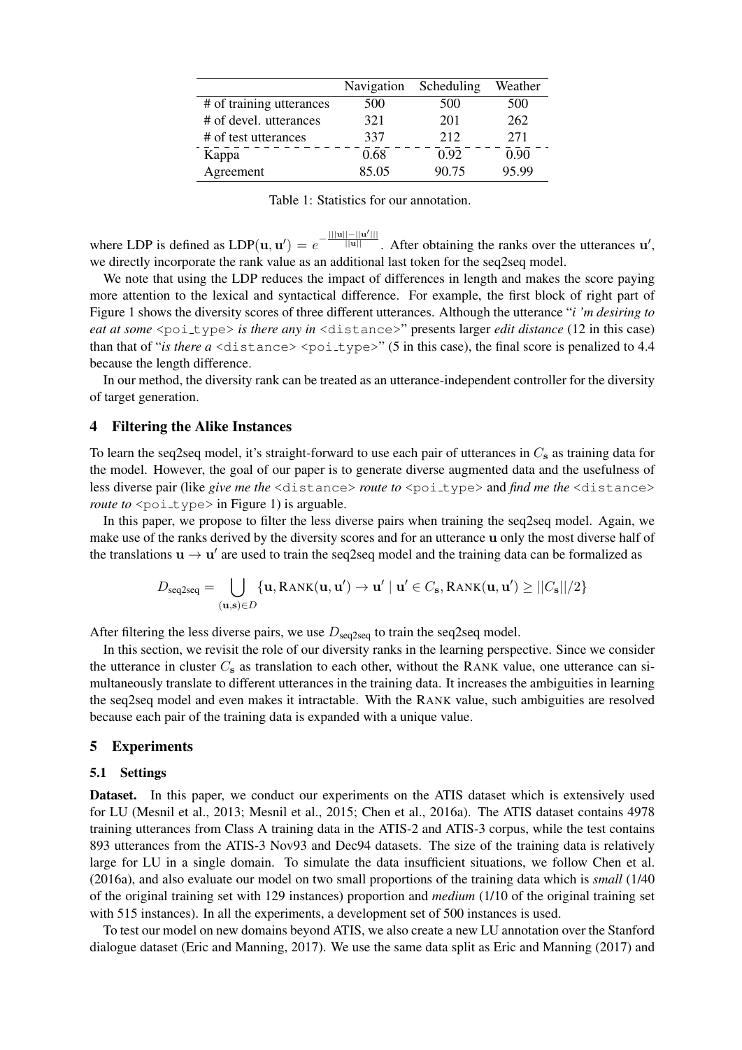|  | Navigation | Scheduling | Weather |
|---|---|---|---|
| # of training utterances | 500 | 500 | 500 |
| # of devel. utterances | 321 | 201 | 262 |
| # of test utterances | 337 | 212 | 271 |
| Kappa | 0.68 | 0.92 | 0.90 |
| Agreement | 85.05 | 90.75 | 95.99 |

Table 1: Statistics for our annotation.

where LDP is defined as $\text{LDP}(\mathbf{u}, \mathbf{u}') = e^{-\frac{|||\mathbf{u}||-||\mathbf{u}'|||}{||\mathbf{u}||}}$. After obtaining the ranks over the utterances $\mathbf{u}'$, we directly incorporate the rank value as an additional last token for the seq2seq model.

We note that using the LDP reduces the impact of differences in length and makes the score paying more attention to the lexical and syntactical difference. For example, the first block of right part of Figure 1 shows the diversity scores of three different utterances. Although the utterance "*i 'm desiring to eat at some* `<poi_type>` *is there any in* `<distance>`" presents larger *edit distance* (12 in this case) than that of "*is there a* `<distance>` `<poi_type>`" (5 in this case), the final score is penalized to 4.4 because the length difference.

In our method, the diversity rank can be treated as an utterance-independent controller for the diversity of target generation.

## 4 Filtering the Alike Instances

To learn the seq2seq model, it's straight-forward to use each pair of utterances in $C_{\mathbf{s}}$ as training data for the model. However, the goal of our paper is to generate diverse augmented data and the usefulness of less diverse pair (like *give me the* `<distance>` *route to* `<poi_type>` and *find me the* `<distance>` *route to* `<poi_type>` in Figure 1) is arguable.

In this paper, we propose to filter the less diverse pairs when training the seq2seq model. Again, we make use of the ranks derived by the diversity scores and for an utterance $\mathbf{u}$ only the most diverse half of the translations $\mathbf{u} \to \mathbf{u}'$ are used to train the seq2seq model and the training data can be formalized as

$$D_{\text{seq2seq}} = \bigcup_{(\mathbf{u},\mathbf{s}) \in D} \{\mathbf{u}, \text{RANK}(\mathbf{u}, \mathbf{u}') \to \mathbf{u}' \mid \mathbf{u}' \in C_{\mathbf{s}}, \text{RANK}(\mathbf{u}, \mathbf{u}') \geq ||C_{\mathbf{s}}||/2\}$$

After filtering the less diverse pairs, we use $D_{\text{seq2seq}}$ to train the seq2seq model.

In this section, we revisit the role of our diversity ranks in the learning perspective. Since we consider the utterance in cluster $C_{\mathbf{s}}$ as translation to each other, without the RANK value, one utterance can simultaneously translate to different utterances in the training data. It increases the ambiguities in learning the seq2seq model and even makes it intractable. With the RANK value, such ambiguities are resolved because each pair of the training data is expanded with a unique value.

## 5 Experiments

### 5.1 Settings

**Dataset.** In this paper, we conduct our experiments on the ATIS dataset which is extensively used for LU (Mesnil et al., 2013; Mesnil et al., 2015; Chen et al., 2016a). The ATIS dataset contains 4978 training utterances from Class A training data in the ATIS-2 and ATIS-3 corpus, while the test contains 893 utterances from the ATIS-3 Nov93 and Dec94 datasets. The size of the training data is relatively large for LU in a single domain. To simulate the data insufficient situations, we follow Chen et al. (2016a), and also evaluate our model on two small proportions of the training data which is *small* (1/40 of the original training set with 129 instances) proportion and *medium* (1/10 of the original training set with 515 instances). In all the experiments, a development set of 500 instances is used.

To test our model on new domains beyond ATIS, we also create a new LU annotation over the Stanford dialogue dataset (Eric and Manning, 2017). We use the same data split as Eric and Manning (2017) and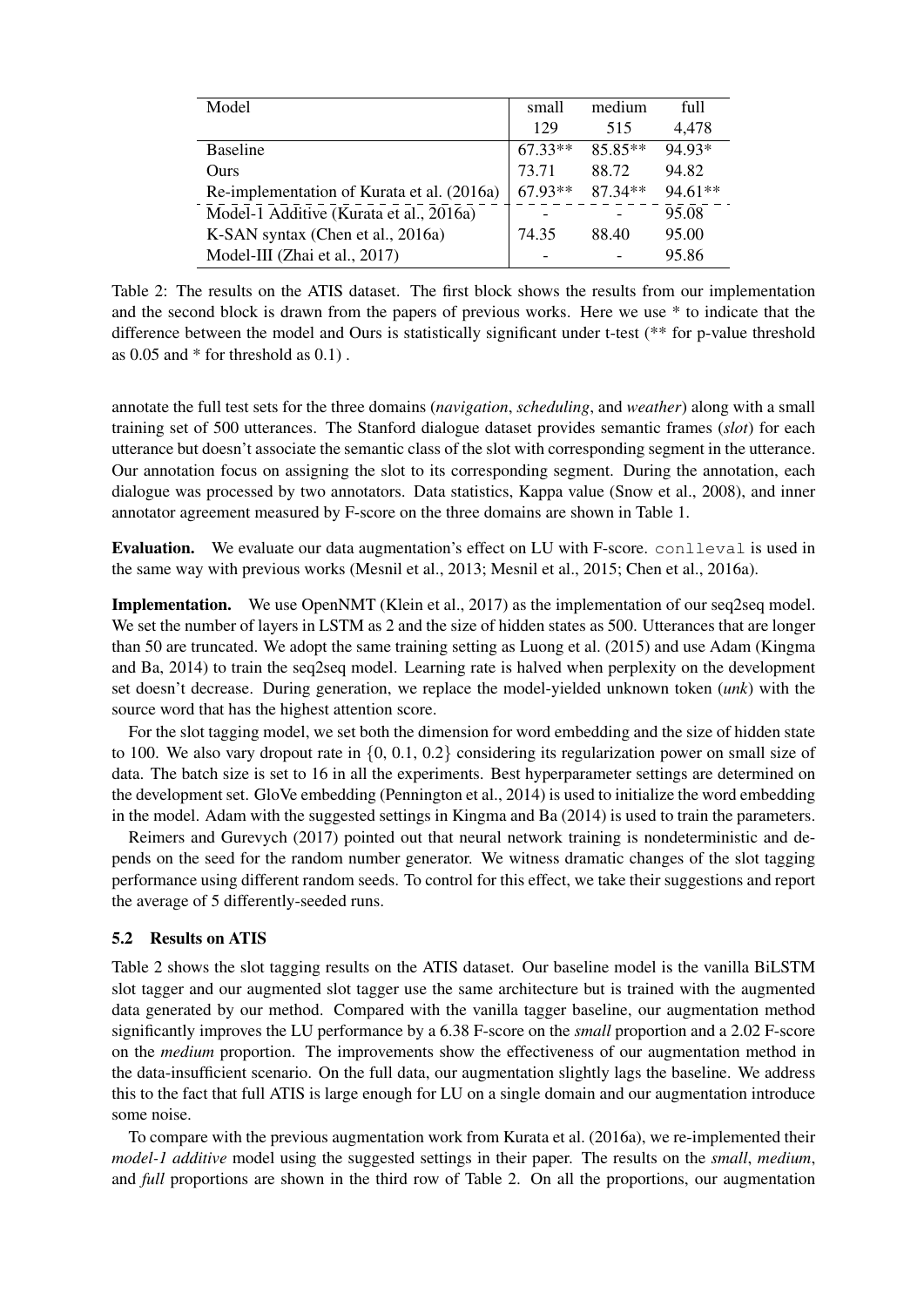| Model | small | medium | full |
|---|---|---|---|
| | 129 | 515 | 4,478 |
| Baseline | 67.33** | 85.85** | 94.93* |
| Ours | 73.71 | 88.72 | 94.82 |
| Re-implementation of Kurata et al. (2016a) | 67.93** | 87.34** | 94.61** |
| Model-1 Additive (Kurata et al., 2016a) | - | - | 95.08 |
| K-SAN syntax (Chen et al., 2016a) | 74.35 | 88.40 | 95.00 |
| Model-III (Zhai et al., 2017) | - | - | 95.86 |

Table 2: The results on the ATIS dataset. The first block shows the results from our implementation and the second block is drawn from the papers of previous works. Here we use * to indicate that the difference between the model and Ours is statistically significant under t-test (** for p-value threshold as 0.05 and * for threshold as 0.1) .

annotate the full test sets for the three domains (*navigation*, *scheduling*, and *weather*) along with a small training set of 500 utterances. The Stanford dialogue dataset provides semantic frames (*slot*) for each utterance but doesn't associate the semantic class of the slot with corresponding segment in the utterance. Our annotation focus on assigning the slot to its corresponding segment. During the annotation, each dialogue was processed by two annotators. Data statistics, Kappa value (Snow et al., 2008), and inner annotator agreement measured by F-score on the three domains are shown in Table 1.

**Evaluation.** We evaluate our data augmentation's effect on LU with F-score. `conlleval` is used in the same way with previous works (Mesnil et al., 2013; Mesnil et al., 2015; Chen et al., 2016a).

**Implementation.** We use OpenNMT (Klein et al., 2017) as the implementation of our seq2seq model. We set the number of layers in LSTM as 2 and the size of hidden states as 500. Utterances that are longer than 50 are truncated. We adopt the same training setting as Luong et al. (2015) and use Adam (Kingma and Ba, 2014) to train the seq2seq model. Learning rate is halved when perplexity on the development set doesn't decrease. During generation, we replace the model-yielded unknown token (*unk*) with the source word that has the highest attention score.

For the slot tagging model, we set both the dimension for word embedding and the size of hidden state to 100. We also vary dropout rate in $\{0, 0.1, 0.2\}$ considering its regularization power on small size of data. The batch size is set to 16 in all the experiments. Best hyperparameter settings are determined on the development set. GloVe embedding (Pennington et al., 2014) is used to initialize the word embedding in the model. Adam with the suggested settings in Kingma and Ba (2014) is used to train the parameters.

Reimers and Gurevych (2017) pointed out that neural network training is nondeterministic and depends on the seed for the random number generator. We witness dramatic changes of the slot tagging performance using different random seeds. To control for this effect, we take their suggestions and report the average of 5 differently-seeded runs.

### 5.2 Results on ATIS

Table 2 shows the slot tagging results on the ATIS dataset. Our baseline model is the vanilla BiLSTM slot tagger and our augmented slot tagger use the same architecture but is trained with the augmented data generated by our method. Compared with the vanilla tagger baseline, our augmentation method significantly improves the LU performance by a 6.38 F-score on the *small* proportion and a 2.02 F-score on the *medium* proportion. The improvements show the effectiveness of our augmentation method in the data-insufficient scenario. On the full data, our augmentation slightly lags the baseline. We address this to the fact that full ATIS is large enough for LU on a single domain and our augmentation introduce some noise.

To compare with the previous augmentation work from Kurata et al. (2016a), we re-implemented their *model-1 additive* model using the suggested settings in their paper. The results on the *small*, *medium*, and *full* proportions are shown in the third row of Table 2. On all the proportions, our augmentation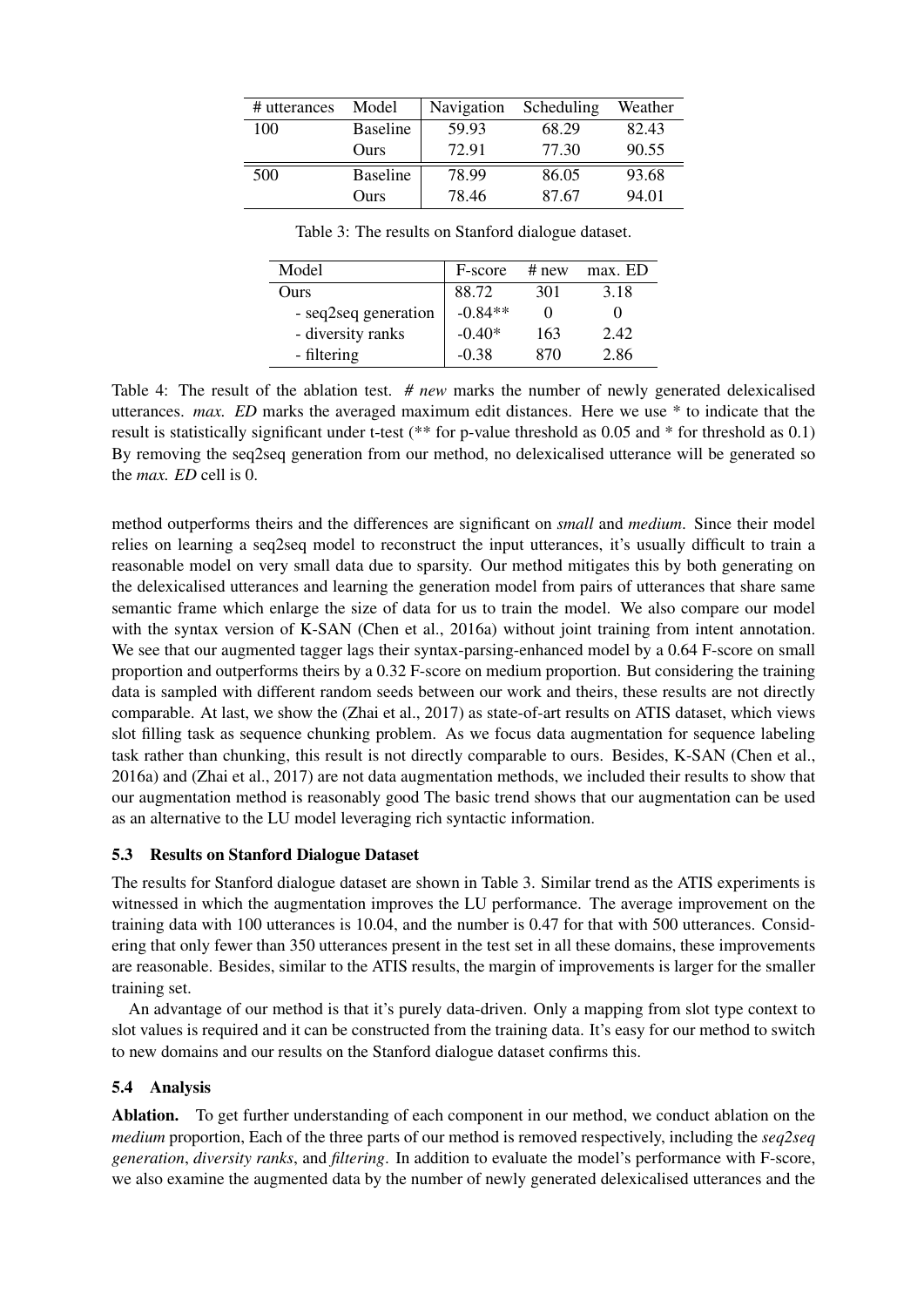| # utterances | Model | Navigation | Scheduling | Weather |
|---|---|---|---|---|
| 100 | Baseline | 59.93 | 68.29 | 82.43 |
| | Ours | 72.91 | 77.30 | 90.55 |
| 500 | Baseline | 78.99 | 86.05 | 93.68 |
| | Ours | 78.46 | 87.67 | 94.01 |

Table 3: The results on Stanford dialogue dataset.

| Model | F-score | # new | max. ED |
|---|---|---|---|
| Ours | 88.72 | 301 | 3.18 |
| - seq2seq generation | -0.84** | 0 | 0 |
| - diversity ranks | -0.40* | 163 | 2.42 |
| - filtering | -0.38 | 870 | 2.86 |

Table 4: The result of the ablation test. *# new* marks the number of newly generated delexicalised utterances. *max. ED* marks the averaged maximum edit distances. Here we use * to indicate that the result is statistically significant under t-test (** for p-value threshold as 0.05 and * for threshold as 0.1) By removing the seq2seq generation from our method, no delexicalised utterance will be generated so the *max. ED* cell is 0.

method outperforms theirs and the differences are significant on *small* and *medium*. Since their model relies on learning a seq2seq model to reconstruct the input utterances, it's usually difficult to train a reasonable model on very small data due to sparsity. Our method mitigates this by both generating on the delexicalised utterances and learning the generation model from pairs of utterances that share same semantic frame which enlarge the size of data for us to train the model. We also compare our model with the syntax version of K-SAN (Chen et al., 2016a) without joint training from intent annotation. We see that our augmented tagger lags their syntax-parsing-enhanced model by a 0.64 F-score on small proportion and outperforms theirs by a 0.32 F-score on medium proportion. But considering the training data is sampled with different random seeds between our work and theirs, these results are not directly comparable. At last, we show the (Zhai et al., 2017) as state-of-art results on ATIS dataset, which views slot filling task as sequence chunking problem. As we focus data augmentation for sequence labeling task rather than chunking, this result is not directly comparable to ours. Besides, K-SAN (Chen et al., 2016a) and (Zhai et al., 2017) are not data augmentation methods, we included their results to show that our augmentation method is reasonably good The basic trend shows that our augmentation can be used as an alternative to the LU model leveraging rich syntactic information.

### 5.3 Results on Stanford Dialogue Dataset

The results for Stanford dialogue dataset are shown in Table 3. Similar trend as the ATIS experiments is witnessed in which the augmentation improves the LU performance. The average improvement on the training data with 100 utterances is 10.04, and the number is 0.47 for that with 500 utterances. Considering that only fewer than 350 utterances present in the test set in all these domains, these improvements are reasonable. Besides, similar to the ATIS results, the margin of improvements is larger for the smaller training set.

An advantage of our method is that it's purely data-driven. Only a mapping from slot type context to slot values is required and it can be constructed from the training data. It's easy for our method to switch to new domains and our results on the Stanford dialogue dataset confirms this.

### 5.4 Analysis

**Ablation.** To get further understanding of each component in our method, we conduct ablation on the *medium* proportion, Each of the three parts of our method is removed respectively, including the *seq2seq generation*, *diversity ranks*, and *filtering*. In addition to evaluate the model's performance with F-score, we also examine the augmented data by the number of newly generated delexicalised utterances and the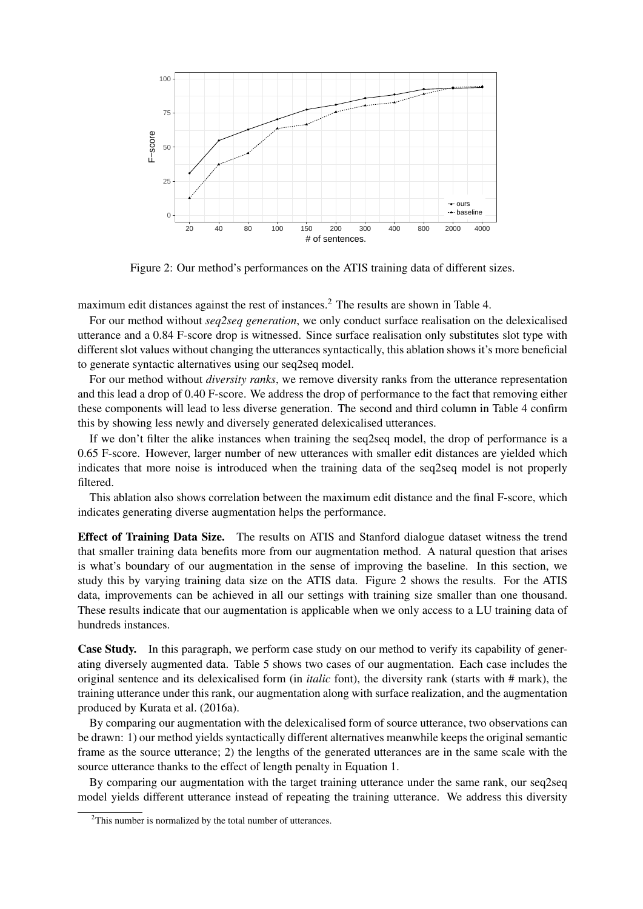Figure 2: Our method's performances on the ATIS training data of different sizes.

maximum edit distances against the rest of instances.[2] The results are shown in Table 4.

For our method without *seq2seq generation*, we only conduct surface realisation on the delexicalised utterance and a 0.84 F-score drop is witnessed. Since surface realisation only substitutes slot type with different slot values without changing the utterances syntactically, this ablation shows it's more beneficial to generate syntactic alternatives using our seq2seq model.

For our method without *diversity ranks*, we remove diversity ranks from the utterance representation and this lead a drop of 0.40 F-score. We address the drop of performance to the fact that removing either these components will lead to less diverse generation. The second and third column in Table 4 confirm this by showing less newly and diversely generated delexicalised utterances.

If we don't filter the alike instances when training the seq2seq model, the drop of performance is a 0.65 F-score. However, larger number of new utterances with smaller edit distances are yielded which indicates that more noise is introduced when the training data of the seq2seq model is not properly filtered.

This ablation also shows correlation between the maximum edit distance and the final F-score, which indicates generating diverse augmentation helps the performance.

**Effect of Training Data Size.** The results on ATIS and Stanford dialogue dataset witness the trend that smaller training data benefits more from our augmentation method. A natural question that arises is what's boundary of our augmentation in the sense of improving the baseline. In this section, we study this by varying training data size on the ATIS data. Figure 2 shows the results. For the ATIS data, improvements can be achieved in all our settings with training size smaller than one thousand. These results indicate that our augmentation is applicable when we only access to a LU training data of hundreds instances.

**Case Study.** In this paragraph, we perform case study on our method to verify its capability of generating diversely augmented data. Table 5 shows two cases of our augmentation. Each case includes the original sentence and its delexicalised form (in *italic* font), the diversity rank (starts with # mark), the training utterance under this rank, our augmentation along with surface realization, and the augmentation produced by Kurata et al. (2016a).

By comparing our augmentation with the delexicalised form of source utterance, two observations can be drawn: 1) our method yields syntactically different alternatives meanwhile keeps the original semantic frame as the source utterance; 2) the lengths of the generated utterances are in the same scale with the source utterance thanks to the effect of length penalty in Equation 1.

By comparing our augmentation with the target training utterance under the same rank, our seq2seq model yields different utterance instead of repeating the training utterance. We address this diversity

[2] This number is normalized by the total number of utterances.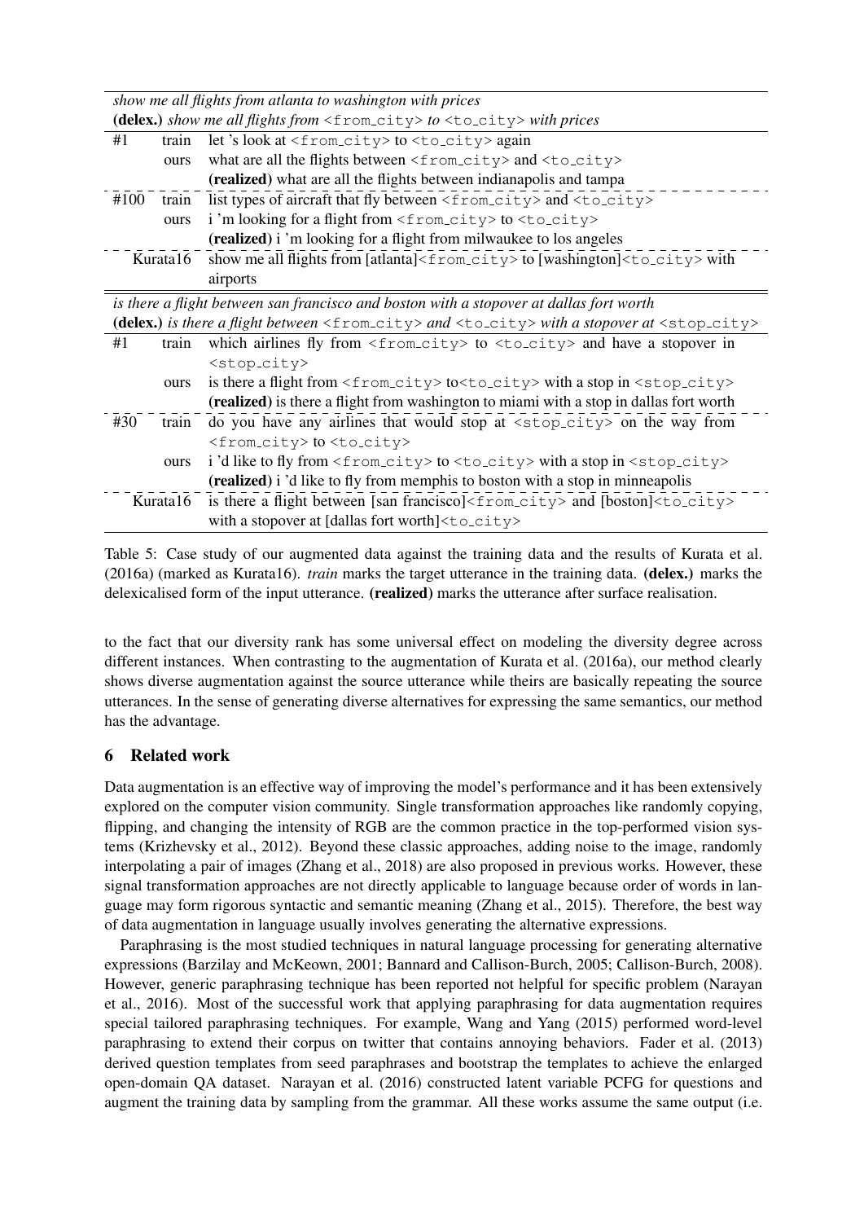| | | |
|---|---|---|
| *show me all flights from atlanta to washington with prices* | | |
| **(delex.)** *show me all flights from* <from_city> *to* <to_city> *with prices* | | |
| #1 | train | let 's look at <from_city> to <to_city> again |
| | ours | what are all the flights between <from_city> and <to_city> |
| | | **(realized)** what are all the flights between indianapolis and tampa |
| #100 | train | list types of aircraft that fly between <from_city> and <to_city> |
| | ours | i 'm looking for a flight from <from_city> to <to_city> |
| | | **(realized)** i 'm looking for a flight from milwaukee to los angeles |
| Kurata16 | | show me all flights from [atlanta]<from_city> to [washington]<to_city> with airports |
| *is there a flight between san francisco and boston with a stopover at dallas fort worth* | | |
| **(delex.)** *is there a flight between* <from_city> *and* <to_city> *with a stopover at* <stop_city> | | |
| #1 | train | which airlines fly from <from_city> to <to_city> and have a stopover in <stop_city> |
| | ours | is there a flight from <from_city> to<to_city> with a stop in <stop_city> |
| | | **(realized)** is there a flight from washington to miami with a stop in dallas fort worth |
| #30 | train | do you have any airlines that would stop at <stop_city> on the way from <from_city> to <to_city> |
| | ours | i 'd like to fly from <from_city> to <to_city> with a stop in <stop_city> |
| | | **(realized)** i 'd like to fly from memphis to boston with a stop in minneapolis |
| Kurata16 | | is there a flight between [san francisco]<from_city> and [boston]<to_city> with a stopover at [dallas fort worth]<to_city> |

Table 5: Case study of our augmented data against the training data and the results of Kurata et al. (2016a) (marked as Kurata16). *train* marks the target utterance in the training data. **(delex.)** marks the delexicalised form of the input utterance. **(realized)** marks the utterance after surface realisation.

to the fact that our diversity rank has some universal effect on modeling the diversity degree across different instances. When contrasting to the augmentation of Kurata et al. (2016a), our method clearly shows diverse augmentation against the source utterance while theirs are basically repeating the source utterances. In the sense of generating diverse alternatives for expressing the same semantics, our method has the advantage.

## 6 Related work

Data augmentation is an effective way of improving the model's performance and it has been extensively explored on the computer vision community. Single transformation approaches like randomly copying, flipping, and changing the intensity of RGB are the common practice in the top-performed vision systems (Krizhevsky et al., 2012). Beyond these classic approaches, adding noise to the image, randomly interpolating a pair of images (Zhang et al., 2018) are also proposed in previous works. However, these signal transformation approaches are not directly applicable to language because order of words in language may form rigorous syntactic and semantic meaning (Zhang et al., 2015). Therefore, the best way of data augmentation in language usually involves generating the alternative expressions.

Paraphrasing is the most studied techniques in natural language processing for generating alternative expressions (Barzilay and McKeown, 2001; Bannard and Callison-Burch, 2005; Callison-Burch, 2008). However, generic paraphrasing technique has been reported not helpful for specific problem (Narayan et al., 2016). Most of the successful work that applying paraphrasing for data augmentation requires special tailored paraphrasing techniques. For example, Wang and Yang (2015) performed word-level paraphrasing to extend their corpus on twitter that contains annoying behaviors. Fader et al. (2013) derived question templates from seed paraphrases and bootstrap the templates to achieve the enlarged open-domain QA dataset. Narayan et al. (2016) constructed latent variable PCFG for questions and augment the training data by sampling from the grammar. All these works assume the same output (i.e.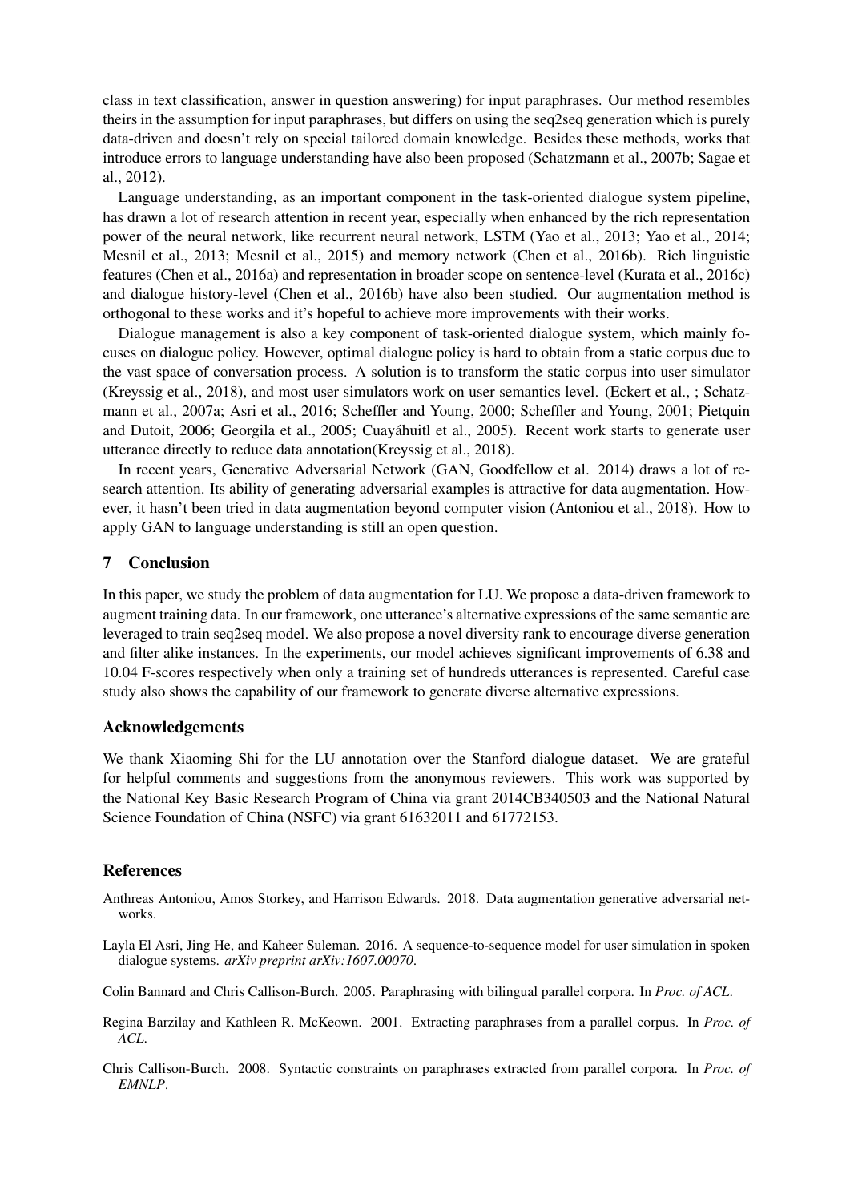class in text classification, answer in question answering) for input paraphrases. Our method resembles theirs in the assumption for input paraphrases, but differs on using the seq2seq generation which is purely data-driven and doesn't rely on special tailored domain knowledge. Besides these methods, works that introduce errors to language understanding have also been proposed (Schatzmann et al., 2007b; Sagae et al., 2012).

Language understanding, as an important component in the task-oriented dialogue system pipeline, has drawn a lot of research attention in recent year, especially when enhanced by the rich representation power of the neural network, like recurrent neural network, LSTM (Yao et al., 2013; Yao et al., 2014; Mesnil et al., 2013; Mesnil et al., 2015) and memory network (Chen et al., 2016b). Rich linguistic features (Chen et al., 2016a) and representation in broader scope on sentence-level (Kurata et al., 2016c) and dialogue history-level (Chen et al., 2016b) have also been studied. Our augmentation method is orthogonal to these works and it's hopeful to achieve more improvements with their works.

Dialogue management is also a key component of task-oriented dialogue system, which mainly focuses on dialogue policy. However, optimal dialogue policy is hard to obtain from a static corpus due to the vast space of conversation process. A solution is to transform the static corpus into user simulator (Kreyssig et al., 2018), and most user simulators work on user semantics level. (Eckert et al., ; Schatzmann et al., 2007a; Asri et al., 2016; Scheffler and Young, 2000; Scheffler and Young, 2001; Pietquin and Dutoit, 2006; Georgila et al., 2005; Cuayáhuitl et al., 2005). Recent work starts to generate user utterance directly to reduce data annotation(Kreyssig et al., 2018).

In recent years, Generative Adversarial Network (GAN, Goodfellow et al. 2014) draws a lot of research attention. Its ability of generating adversarial examples is attractive for data augmentation. However, it hasn't been tried in data augmentation beyond computer vision (Antoniou et al., 2018). How to apply GAN to language understanding is still an open question.

## 7 Conclusion

In this paper, we study the problem of data augmentation for LU. We propose a data-driven framework to augment training data. In our framework, one utterance's alternative expressions of the same semantic are leveraged to train seq2seq model. We also propose a novel diversity rank to encourage diverse generation and filter alike instances. In the experiments, our model achieves significant improvements of 6.38 and 10.04 F-scores respectively when only a training set of hundreds utterances is represented. Careful case study also shows the capability of our framework to generate diverse alternative expressions.

## Acknowledgements

We thank Xiaoming Shi for the LU annotation over the Stanford dialogue dataset. We are grateful for helpful comments and suggestions from the anonymous reviewers. This work was supported by the National Key Basic Research Program of China via grant 2014CB340503 and the National Natural Science Foundation of China (NSFC) via grant 61632011 and 61772153.

## References

Anthreas Antoniou, Amos Storkey, and Harrison Edwards. 2018. Data augmentation generative adversarial networks.

Layla El Asri, Jing He, and Kaheer Suleman. 2016. A sequence-to-sequence model for user simulation in spoken dialogue systems. *arXiv preprint arXiv:1607.00070*.

Colin Bannard and Chris Callison-Burch. 2005. Paraphrasing with bilingual parallel corpora. In *Proc. of ACL*.

Regina Barzilay and Kathleen R. McKeown. 2001. Extracting paraphrases from a parallel corpus. In *Proc. of ACL*.

Chris Callison-Burch. 2008. Syntactic constraints on paraphrases extracted from parallel corpora. In *Proc. of EMNLP*.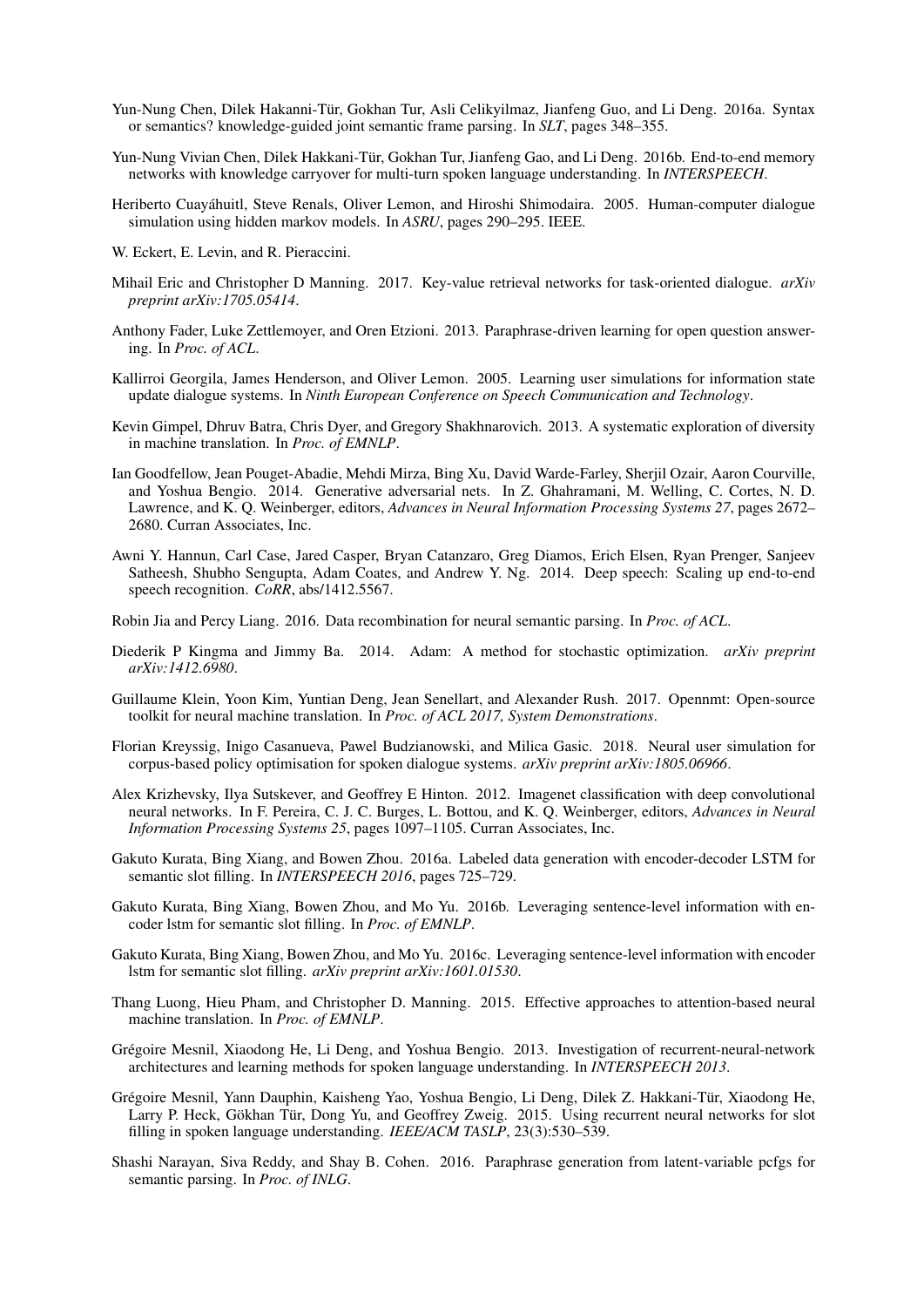Yun-Nung Chen, Dilek Hakanni-Tür, Gokhan Tur, Asli Celikyilmaz, Jianfeng Guo, and Li Deng. 2016a. Syntax or semantics? knowledge-guided joint semantic frame parsing. In *SLT*, pages 348–355.

Yun-Nung Vivian Chen, Dilek Hakkani-Tür, Gokhan Tur, Jianfeng Gao, and Li Deng. 2016b. End-to-end memory networks with knowledge carryover for multi-turn spoken language understanding. In *INTERSPEECH*.

Heriberto Cuayáhuitl, Steve Renals, Oliver Lemon, and Hiroshi Shimodaira. 2005. Human-computer dialogue simulation using hidden markov models. In *ASRU*, pages 290–295. IEEE.

W. Eckert, E. Levin, and R. Pieraccini.

Mihail Eric and Christopher D Manning. 2017. Key-value retrieval networks for task-oriented dialogue. *arXiv preprint arXiv:1705.05414*.

Anthony Fader, Luke Zettlemoyer, and Oren Etzioni. 2013. Paraphrase-driven learning for open question answering. In *Proc. of ACL*.

Kallirroi Georgila, James Henderson, and Oliver Lemon. 2005. Learning user simulations for information state update dialogue systems. In *Ninth European Conference on Speech Communication and Technology*.

Kevin Gimpel, Dhruv Batra, Chris Dyer, and Gregory Shakhnarovich. 2013. A systematic exploration of diversity in machine translation. In *Proc. of EMNLP*.

Ian Goodfellow, Jean Pouget-Abadie, Mehdi Mirza, Bing Xu, David Warde-Farley, Sherjil Ozair, Aaron Courville, and Yoshua Bengio. 2014. Generative adversarial nets. In Z. Ghahramani, M. Welling, C. Cortes, N. D. Lawrence, and K. Q. Weinberger, editors, *Advances in Neural Information Processing Systems 27*, pages 2672–2680. Curran Associates, Inc.

Awni Y. Hannun, Carl Case, Jared Casper, Bryan Catanzaro, Greg Diamos, Erich Elsen, Ryan Prenger, Sanjeev Satheesh, Shubho Sengupta, Adam Coates, and Andrew Y. Ng. 2014. Deep speech: Scaling up end-to-end speech recognition. *CoRR*, abs/1412.5567.

Robin Jia and Percy Liang. 2016. Data recombination for neural semantic parsing. In *Proc. of ACL*.

Diederik P Kingma and Jimmy Ba. 2014. Adam: A method for stochastic optimization. *arXiv preprint arXiv:1412.6980*.

Guillaume Klein, Yoon Kim, Yuntian Deng, Jean Senellart, and Alexander Rush. 2017. Opennmt: Open-source toolkit for neural machine translation. In *Proc. of ACL 2017, System Demonstrations*.

Florian Kreyssig, Inigo Casanueva, Pawel Budzianowski, and Milica Gasic. 2018. Neural user simulation for corpus-based policy optimisation for spoken dialogue systems. *arXiv preprint arXiv:1805.06966*.

Alex Krizhevsky, Ilya Sutskever, and Geoffrey E Hinton. 2012. Imagenet classification with deep convolutional neural networks. In F. Pereira, C. J. C. Burges, L. Bottou, and K. Q. Weinberger, editors, *Advances in Neural Information Processing Systems 25*, pages 1097–1105. Curran Associates, Inc.

Gakuto Kurata, Bing Xiang, and Bowen Zhou. 2016a. Labeled data generation with encoder-decoder LSTM for semantic slot filling. In *INTERSPEECH 2016*, pages 725–729.

Gakuto Kurata, Bing Xiang, Bowen Zhou, and Mo Yu. 2016b. Leveraging sentence-level information with encoder lstm for semantic slot filling. In *Proc. of EMNLP*.

Gakuto Kurata, Bing Xiang, Bowen Zhou, and Mo Yu. 2016c. Leveraging sentence-level information with encoder lstm for semantic slot filling. *arXiv preprint arXiv:1601.01530*.

Thang Luong, Hieu Pham, and Christopher D. Manning. 2015. Effective approaches to attention-based neural machine translation. In *Proc. of EMNLP*.

Grégoire Mesnil, Xiaodong He, Li Deng, and Yoshua Bengio. 2013. Investigation of recurrent-neural-network architectures and learning methods for spoken language understanding. In *INTERSPEECH 2013*.

Grégoire Mesnil, Yann Dauphin, Kaisheng Yao, Yoshua Bengio, Li Deng, Dilek Z. Hakkani-Tür, Xiaodong He, Larry P. Heck, Gökhan Tür, Dong Yu, and Geoffrey Zweig. 2015. Using recurrent neural networks for slot filling in spoken language understanding. *IEEE/ACM TASLP*, 23(3):530–539.

Shashi Narayan, Siva Reddy, and Shay B. Cohen. 2016. Paraphrase generation from latent-variable pcfgs for semantic parsing. In *Proc. of INLG*.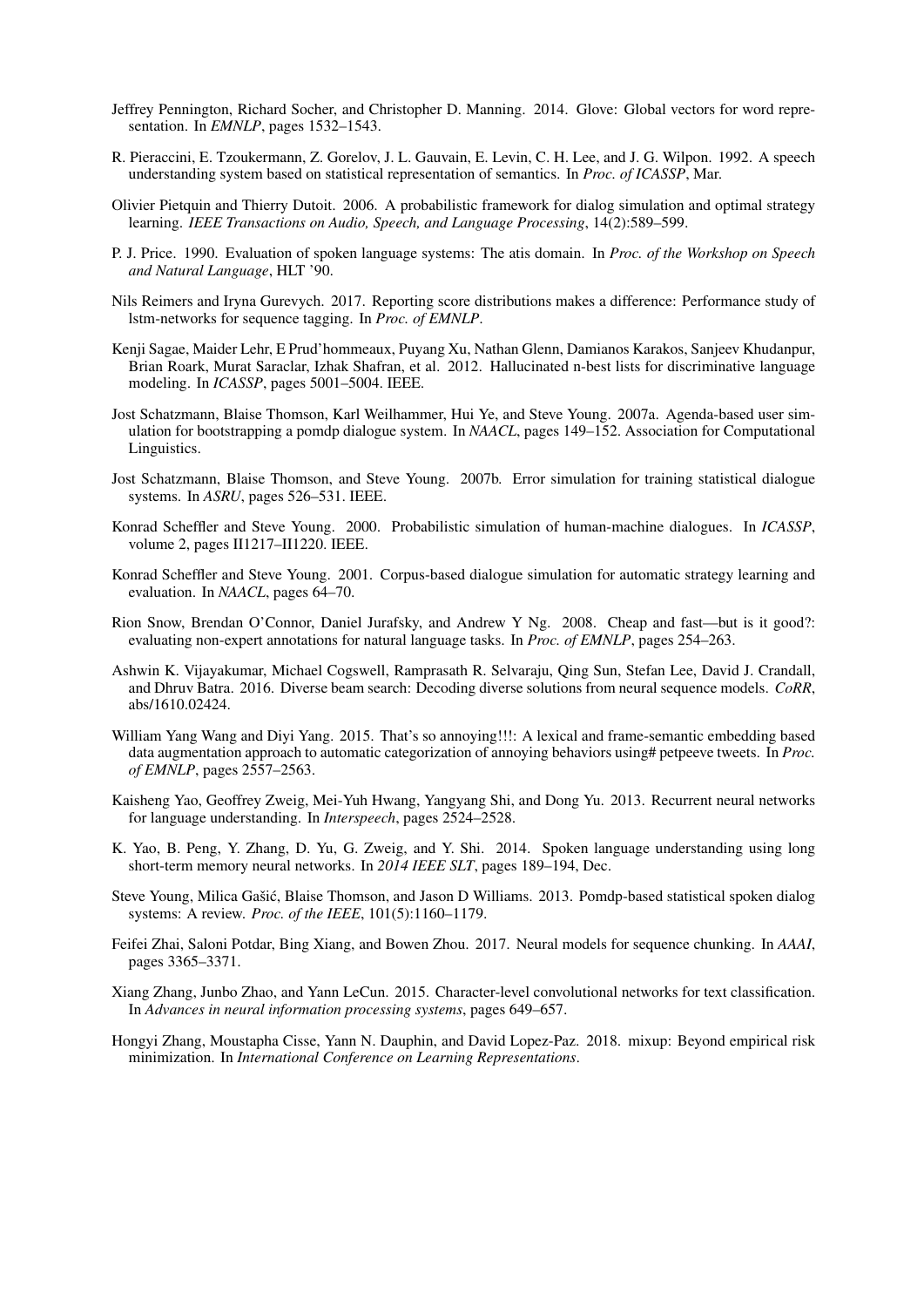Jeffrey Pennington, Richard Socher, and Christopher D. Manning. 2014. Glove: Global vectors for word representation. In *EMNLP*, pages 1532–1543.

R. Pieraccini, E. Tzoukermann, Z. Gorelov, J. L. Gauvain, E. Levin, C. H. Lee, and J. G. Wilpon. 1992. A speech understanding system based on statistical representation of semantics. In *Proc. of ICASSP*, Mar.

Olivier Pietquin and Thierry Dutoit. 2006. A probabilistic framework for dialog simulation and optimal strategy learning. *IEEE Transactions on Audio, Speech, and Language Processing*, 14(2):589–599.

P. J. Price. 1990. Evaluation of spoken language systems: The atis domain. In *Proc. of the Workshop on Speech and Natural Language*, HLT '90.

Nils Reimers and Iryna Gurevych. 2017. Reporting score distributions makes a difference: Performance study of lstm-networks for sequence tagging. In *Proc. of EMNLP*.

Kenji Sagae, Maider Lehr, E Prud'hommeaux, Puyang Xu, Nathan Glenn, Damianos Karakos, Sanjeev Khudanpur, Brian Roark, Murat Saraclar, Izhak Shafran, et al. 2012. Hallucinated n-best lists for discriminative language modeling. In *ICASSP*, pages 5001–5004. IEEE.

Jost Schatzmann, Blaise Thomson, Karl Weilhammer, Hui Ye, and Steve Young. 2007a. Agenda-based user simulation for bootstrapping a pomdp dialogue system. In *NAACL*, pages 149–152. Association for Computational Linguistics.

Jost Schatzmann, Blaise Thomson, and Steve Young. 2007b. Error simulation for training statistical dialogue systems. In *ASRU*, pages 526–531. IEEE.

Konrad Scheffler and Steve Young. 2000. Probabilistic simulation of human-machine dialogues. In *ICASSP*, volume 2, pages II1217–II1220. IEEE.

Konrad Scheffler and Steve Young. 2001. Corpus-based dialogue simulation for automatic strategy learning and evaluation. In *NAACL*, pages 64–70.

Rion Snow, Brendan O'Connor, Daniel Jurafsky, and Andrew Y Ng. 2008. Cheap and fast—but is it good?: evaluating non-expert annotations for natural language tasks. In *Proc. of EMNLP*, pages 254–263.

Ashwin K. Vijayakumar, Michael Cogswell, Ramprasath R. Selvaraju, Qing Sun, Stefan Lee, David J. Crandall, and Dhruv Batra. 2016. Diverse beam search: Decoding diverse solutions from neural sequence models. *CoRR*, abs/1610.02424.

William Yang Wang and Diyi Yang. 2015. That's so annoying!!!: A lexical and frame-semantic embedding based data augmentation approach to automatic categorization of annoying behaviors using# petpeeve tweets. In *Proc. of EMNLP*, pages 2557–2563.

Kaisheng Yao, Geoffrey Zweig, Mei-Yuh Hwang, Yangyang Shi, and Dong Yu. 2013. Recurrent neural networks for language understanding. In *Interspeech*, pages 2524–2528.

K. Yao, B. Peng, Y. Zhang, D. Yu, G. Zweig, and Y. Shi. 2014. Spoken language understanding using long short-term memory neural networks. In *2014 IEEE SLT*, pages 189–194, Dec.

Steve Young, Milica Gašić, Blaise Thomson, and Jason D Williams. 2013. Pomdp-based statistical spoken dialog systems: A review. *Proc. of the IEEE*, 101(5):1160–1179.

Feifei Zhai, Saloni Potdar, Bing Xiang, and Bowen Zhou. 2017. Neural models for sequence chunking. In *AAAI*, pages 3365–3371.

Xiang Zhang, Junbo Zhao, and Yann LeCun. 2015. Character-level convolutional networks for text classification. In *Advances in neural information processing systems*, pages 649–657.

Hongyi Zhang, Moustapha Cisse, Yann N. Dauphin, and David Lopez-Paz. 2018. mixup: Beyond empirical risk minimization. In *International Conference on Learning Representations*.